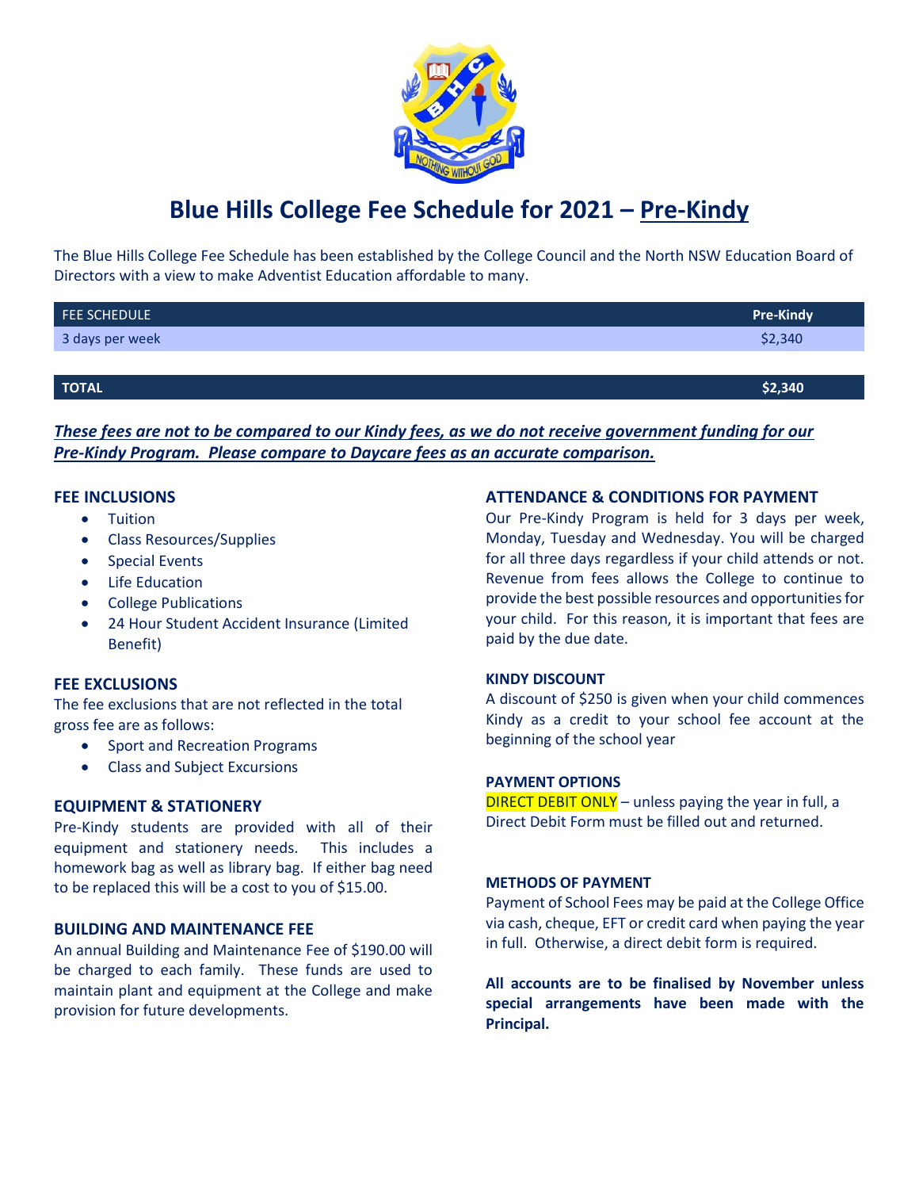# Blue Hills College Fee Schedule for 2021 – Pre-Kindy

The Blue Hills College Fee Schedule has been established by the College Council and the North NSW Education Board of Directors with a view to make Adventist Education affordable to many.

| FEE SCHEDULE | Pre-Kindy |
|---|---|
| 3 days per week | $2,340 |
| | |
| **TOTAL** | **$2,340** |

***These fees are not to be compared to our Kindy fees, as we do not receive government funding for our Pre-Kindy Program. Please compare to Daycare fees as an accurate comparison.***

## FEE INCLUSIONS

- Tuition
- Class Resources/Supplies
- Special Events
- Life Education
- College Publications
- 24 Hour Student Accident Insurance (Limited Benefit)

## FEE EXCLUSIONS

The fee exclusions that are not reflected in the total gross fee are as follows:

- Sport and Recreation Programs
- Class and Subject Excursions

## EQUIPMENT & STATIONERY

Pre-Kindy students are provided with all of their equipment and stationery needs. This includes a homework bag as well as library bag. If either bag need to be replaced this will be a cost to you of $15.00.

## BUILDING AND MAINTENANCE FEE

An annual Building and Maintenance Fee of $190.00 will be charged to each family. These funds are used to maintain plant and equipment at the College and make provision for future developments.

## ATTENDANCE & CONDITIONS FOR PAYMENT

Our Pre-Kindy Program is held for 3 days per week, Monday, Tuesday and Wednesday. You will be charged for all three days regardless if your child attends or not. Revenue from fees allows the College to continue to provide the best possible resources and opportunities for your child. For this reason, it is important that fees are paid by the due date.

### KINDY DISCOUNT

A discount of $250 is given when your child commences Kindy as a credit to your school fee account at the beginning of the school year

### PAYMENT OPTIONS

DIRECT DEBIT ONLY – unless paying the year in full, a Direct Debit Form must be filled out and returned.

### METHODS OF PAYMENT

Payment of School Fees may be paid at the College Office via cash, cheque, EFT or credit card when paying the year in full. Otherwise, a direct debit form is required.

**All accounts are to be finalised by November unless special arrangements have been made with the Principal.**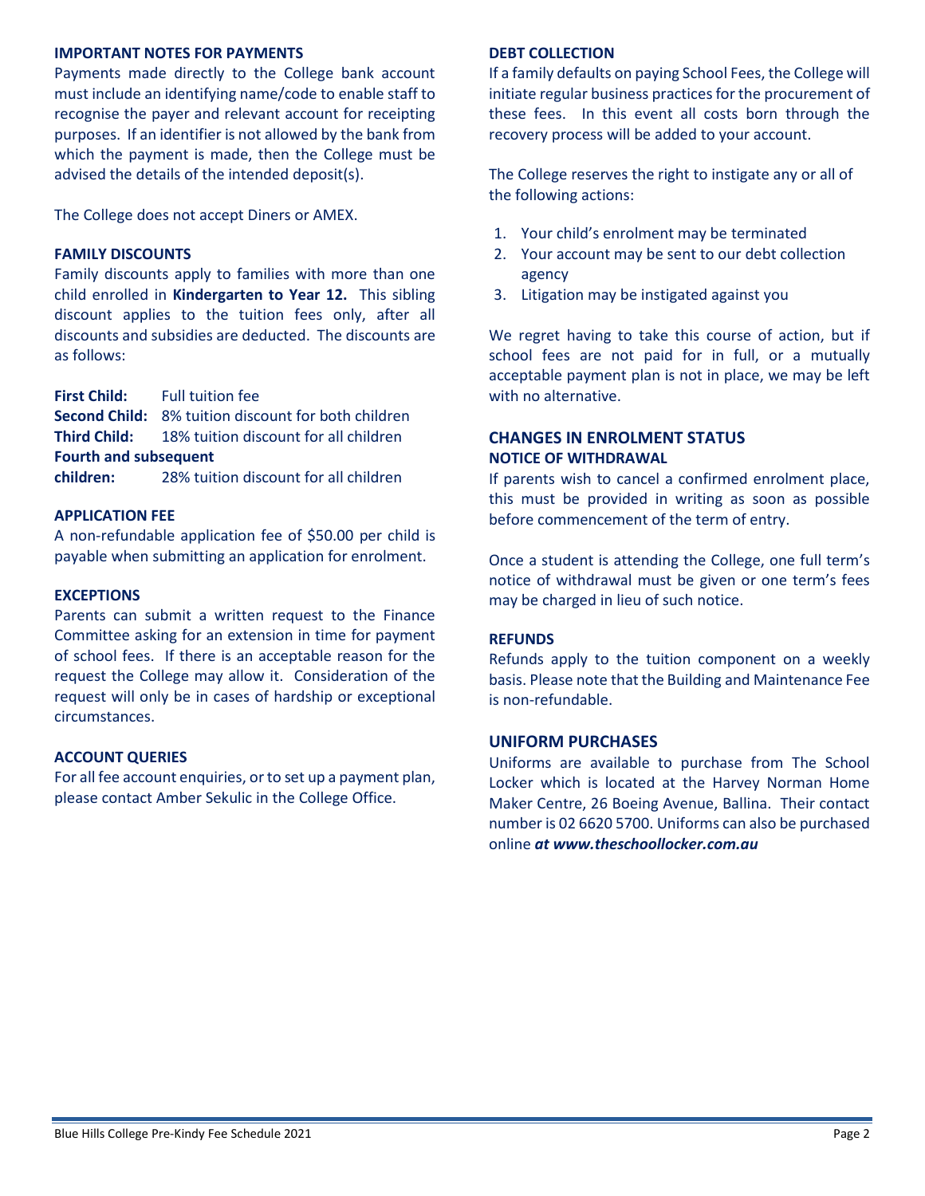### IMPORTANT NOTES FOR PAYMENTS

Payments made directly to the College bank account must include an identifying name/code to enable staff to recognise the payer and relevant account for receipting purposes. If an identifier is not allowed by the bank from which the payment is made, then the College must be advised the details of the intended deposit(s).

The College does not accept Diners or AMEX.

### FAMILY DISCOUNTS

Family discounts apply to families with more than one child enrolled in **Kindergarten to Year 12.** This sibling discount applies to the tuition fees only, after all discounts and subsidies are deducted. The discounts are as follows:

| | |
|---|---|
| **First Child:** | Full tuition fee |
| **Second Child:** | 8% tuition discount for both children |
| **Third Child:** | 18% tuition discount for all children |
| **Fourth and subsequent children:** | 28% tuition discount for all children |

### APPLICATION FEE

A non-refundable application fee of $50.00 per child is payable when submitting an application for enrolment.

### EXCEPTIONS

Parents can submit a written request to the Finance Committee asking for an extension in time for payment of school fees. If there is an acceptable reason for the request the College may allow it. Consideration of the request will only be in cases of hardship or exceptional circumstances.

### ACCOUNT QUERIES

For all fee account enquiries, or to set up a payment plan, please contact Amber Sekulic in the College Office.

### DEBT COLLECTION

If a family defaults on paying School Fees, the College will initiate regular business practices for the procurement of these fees. In this event all costs born through the recovery process will be added to your account.

The College reserves the right to instigate any or all of the following actions:

1. Your child's enrolment may be terminated
2. Your account may be sent to our debt collection agency
3. Litigation may be instigated against you

We regret having to take this course of action, but if school fees are not paid for in full, or a mutually acceptable payment plan is not in place, we may be left with no alternative.

## CHANGES IN ENROLMENT STATUS

### NOTICE OF WITHDRAWAL

If parents wish to cancel a confirmed enrolment place, this must be provided in writing as soon as possible before commencement of the term of entry.

Once a student is attending the College, one full term's notice of withdrawal must be given or one term's fees may be charged in lieu of such notice.

### REFUNDS

Refunds apply to the tuition component on a weekly basis. Please note that the Building and Maintenance Fee is non-refundable.

## UNIFORM PURCHASES

Uniforms are available to purchase from The School Locker which is located at the Harvey Norman Home Maker Centre, 26 Boeing Avenue, Ballina. Their contact number is 02 6620 5700. Uniforms can also be purchased online ***at www.theschoollocker.com.au***